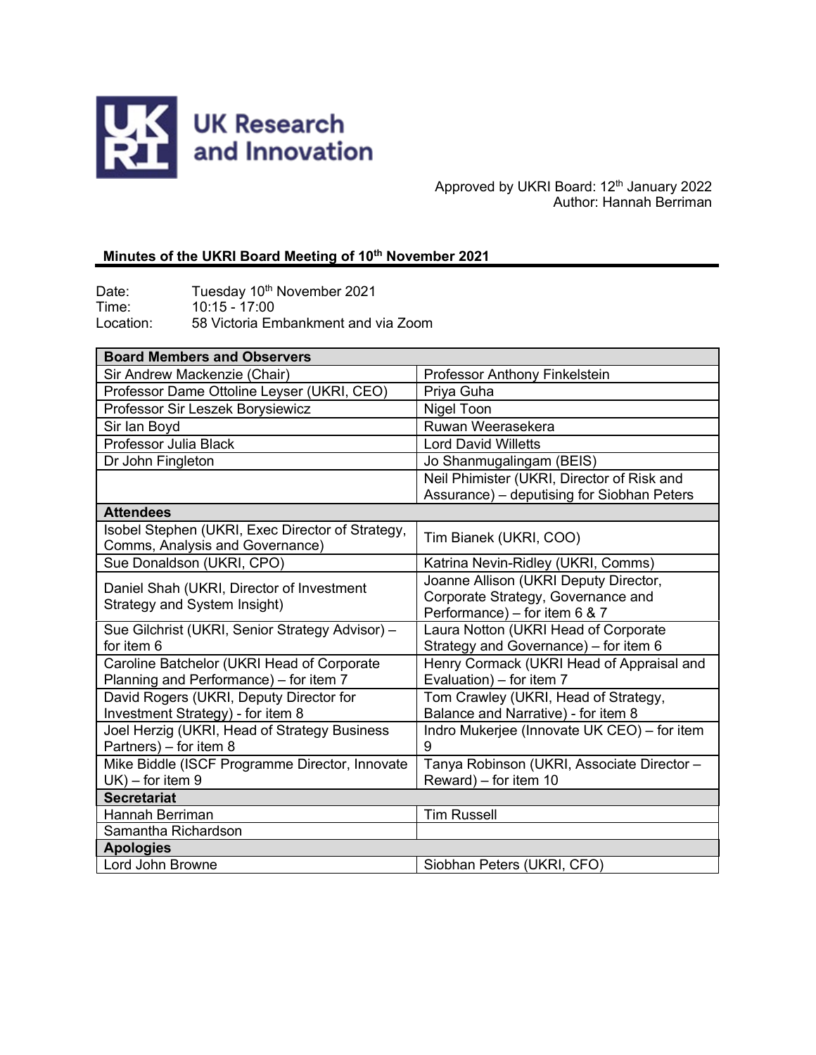UK Research and Innovation

Approved by UKRI Board: 12th January 2022
Author: Hannah Berriman

## Minutes of the UKRI Board Meeting of 10th November 2021

Date: Tuesday 10th November 2021
Time: 10:15 - 17:00
Location: 58 Victoria Embankment and via Zoom

| **Board Members and Observers** | |
|---|---|
| Sir Andrew Mackenzie (Chair) | Professor Anthony Finkelstein |
| Professor Dame Ottoline Leyser (UKRI, CEO) | Priya Guha |
| Professor Sir Leszek Borysiewicz | Nigel Toon |
| Sir Ian Boyd | Ruwan Weerasekera |
| Professor Julia Black | Lord David Willetts |
| Dr John Fingleton | Jo Shanmugalingam (BEIS) |
| | Neil Phimister (UKRI, Director of Risk and Assurance) – deputising for Siobhan Peters |
| **Attendees** | |
| Isobel Stephen (UKRI, Exec Director of Strategy, Comms, Analysis and Governance) | Tim Bianek (UKRI, COO) |
| Sue Donaldson (UKRI, CPO) | Katrina Nevin-Ridley (UKRI, Comms) |
| Daniel Shah (UKRI, Director of Investment Strategy and System Insight) | Joanne Allison (UKRI Deputy Director, Corporate Strategy, Governance and Performance) – for item 6 & 7 |
| Sue Gilchrist (UKRI, Senior Strategy Advisor) – for item 6 | Laura Notton (UKRI Head of Corporate Strategy and Governance) – for item 6 |
| Caroline Batchelor (UKRI Head of Corporate Planning and Performance) – for item 7 | Henry Cormack (UKRI Head of Appraisal and Evaluation) – for item 7 |
| David Rogers (UKRI, Deputy Director for Investment Strategy) - for item 8 | Tom Crawley (UKRI, Head of Strategy, Balance and Narrative) - for item 8 |
| Joel Herzig (UKRI, Head of Strategy Business Partners) – for item 8 | Indro Mukerjee (Innovate UK CEO) – for item 9 |
| Mike Biddle (ISCF Programme Director, Innovate UK) – for item 9 | Tanya Robinson (UKRI, Associate Director – Reward) – for item 10 |
| **Secretariat** | |
| Hannah Berriman | Tim Russell |
| Samantha Richardson | |
| **Apologies** | |
| Lord John Browne | Siobhan Peters (UKRI, CFO) |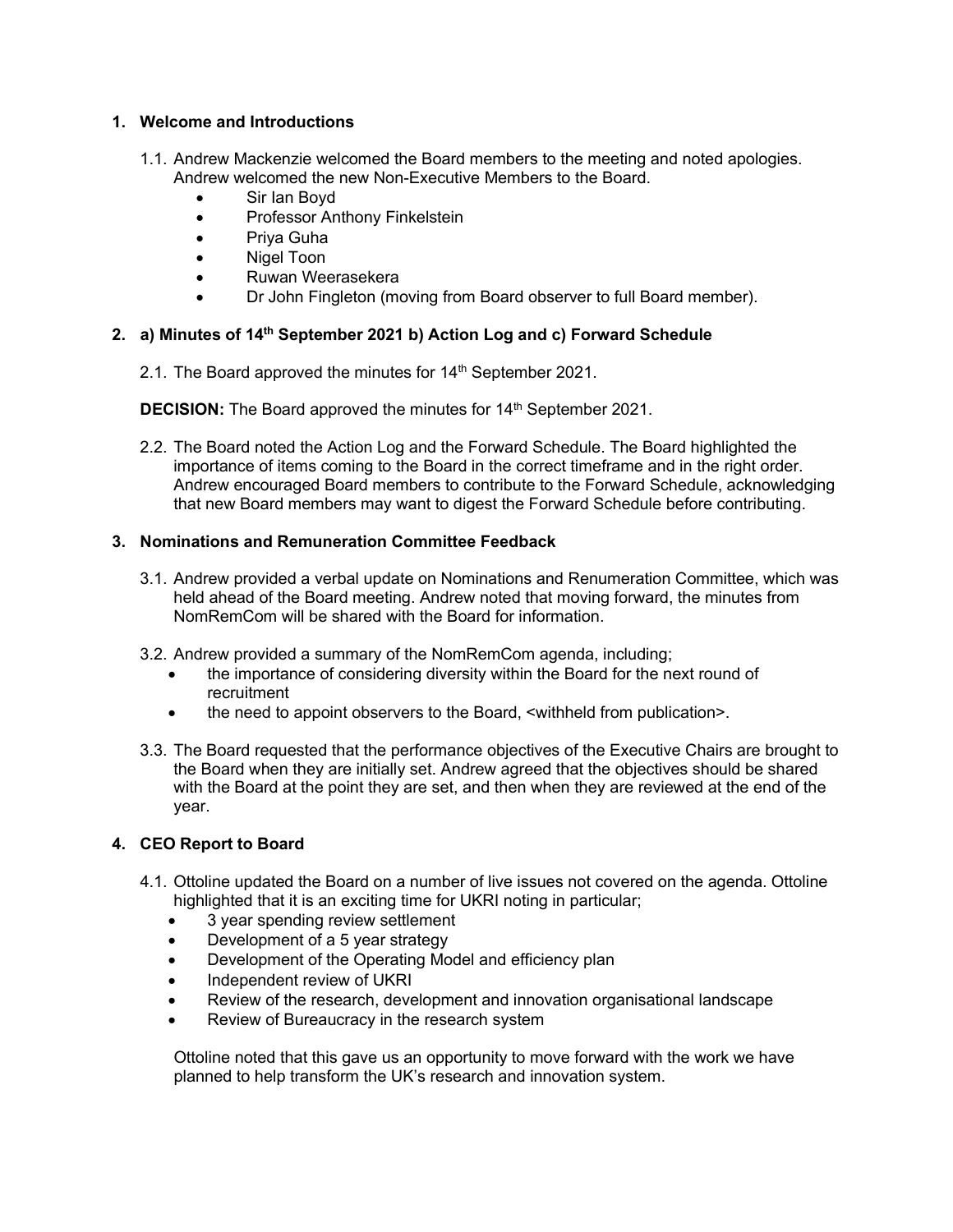## 1. Welcome and Introductions

1.1. Andrew Mackenzie welcomed the Board members to the meeting and noted apologies. Andrew welcomed the new Non-Executive Members to the Board.

- Sir Ian Boyd
- Professor Anthony Finkelstein
- Priya Guha
- Nigel Toon
- Ruwan Weerasekera
- Dr John Fingleton (moving from Board observer to full Board member).

## 2. a) Minutes of 14th September 2021 b) Action Log and c) Forward Schedule

2.1. The Board approved the minutes for 14th September 2021.

**DECISION:** The Board approved the minutes for 14th September 2021.

2.2. The Board noted the Action Log and the Forward Schedule. The Board highlighted the importance of items coming to the Board in the correct timeframe and in the right order. Andrew encouraged Board members to contribute to the Forward Schedule, acknowledging that new Board members may want to digest the Forward Schedule before contributing.

## 3. Nominations and Remuneration Committee Feedback

3.1. Andrew provided a verbal update on Nominations and Renumeration Committee, which was held ahead of the Board meeting. Andrew noted that moving forward, the minutes from NomRemCom will be shared with the Board for information.

3.2. Andrew provided a summary of the NomRemCom agenda, including;

- the importance of considering diversity within the Board for the next round of recruitment
- the need to appoint observers to the Board, <withheld from publication>.

3.3. The Board requested that the performance objectives of the Executive Chairs are brought to the Board when they are initially set. Andrew agreed that the objectives should be shared with the Board at the point they are set, and then when they are reviewed at the end of the year.

## 4. CEO Report to Board

4.1. Ottoline updated the Board on a number of live issues not covered on the agenda. Ottoline highlighted that it is an exciting time for UKRI noting in particular;

- 3 year spending review settlement
- Development of a 5 year strategy
- Development of the Operating Model and efficiency plan
- Independent review of UKRI
- Review of the research, development and innovation organisational landscape
- Review of Bureaucracy in the research system

Ottoline noted that this gave us an opportunity to move forward with the work we have planned to help transform the UK's research and innovation system.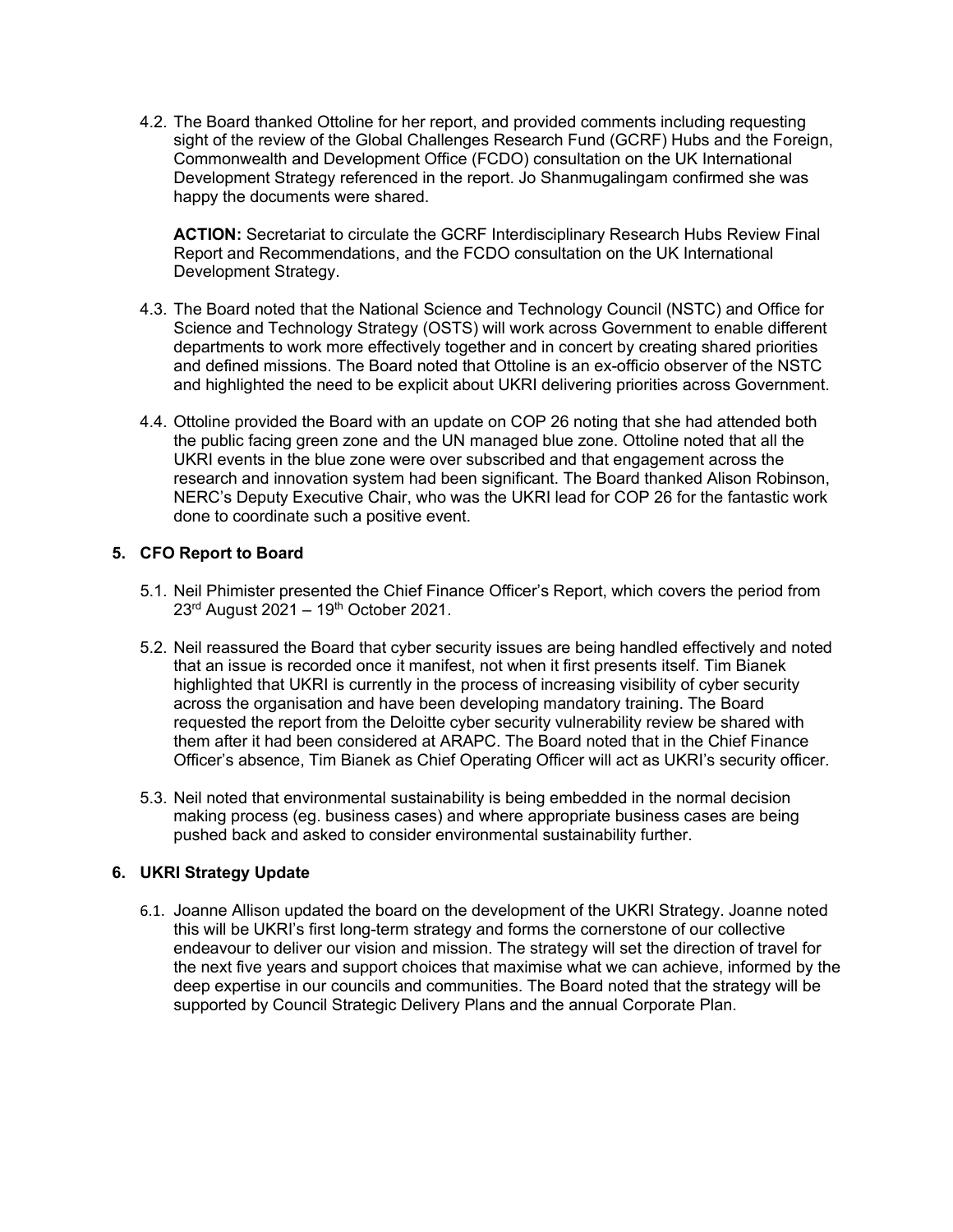4.2. The Board thanked Ottoline for her report, and provided comments including requesting sight of the review of the Global Challenges Research Fund (GCRF) Hubs and the Foreign, Commonwealth and Development Office (FCDO) consultation on the UK International Development Strategy referenced in the report. Jo Shanmugalingam confirmed she was happy the documents were shared.

**ACTION:** Secretariat to circulate the GCRF Interdisciplinary Research Hubs Review Final Report and Recommendations, and the FCDO consultation on the UK International Development Strategy.

4.3. The Board noted that the National Science and Technology Council (NSTC) and Office for Science and Technology Strategy (OSTS) will work across Government to enable different departments to work more effectively together and in concert by creating shared priorities and defined missions. The Board noted that Ottoline is an ex-officio observer of the NSTC and highlighted the need to be explicit about UKRI delivering priorities across Government.

4.4. Ottoline provided the Board with an update on COP 26 noting that she had attended both the public facing green zone and the UN managed blue zone. Ottoline noted that all the UKRI events in the blue zone were over subscribed and that engagement across the research and innovation system had been significant. The Board thanked Alison Robinson, NERC's Deputy Executive Chair, who was the UKRI lead for COP 26 for the fantastic work done to coordinate such a positive event.

## 5. CFO Report to Board

5.1. Neil Phimister presented the Chief Finance Officer's Report, which covers the period from 23rd August 2021 – 19th October 2021.

5.2. Neil reassured the Board that cyber security issues are being handled effectively and noted that an issue is recorded once it manifest, not when it first presents itself. Tim Bianek highlighted that UKRI is currently in the process of increasing visibility of cyber security across the organisation and have been developing mandatory training. The Board requested the report from the Deloitte cyber security vulnerability review be shared with them after it had been considered at ARAPC. The Board noted that in the Chief Finance Officer's absence, Tim Bianek as Chief Operating Officer will act as UKRI's security officer.

5.3. Neil noted that environmental sustainability is being embedded in the normal decision making process (eg. business cases) and where appropriate business cases are being pushed back and asked to consider environmental sustainability further.

## 6. UKRI Strategy Update

6.1. Joanne Allison updated the board on the development of the UKRI Strategy. Joanne noted this will be UKRI's first long-term strategy and forms the cornerstone of our collective endeavour to deliver our vision and mission. The strategy will set the direction of travel for the next five years and support choices that maximise what we can achieve, informed by the deep expertise in our councils and communities. The Board noted that the strategy will be supported by Council Strategic Delivery Plans and the annual Corporate Plan.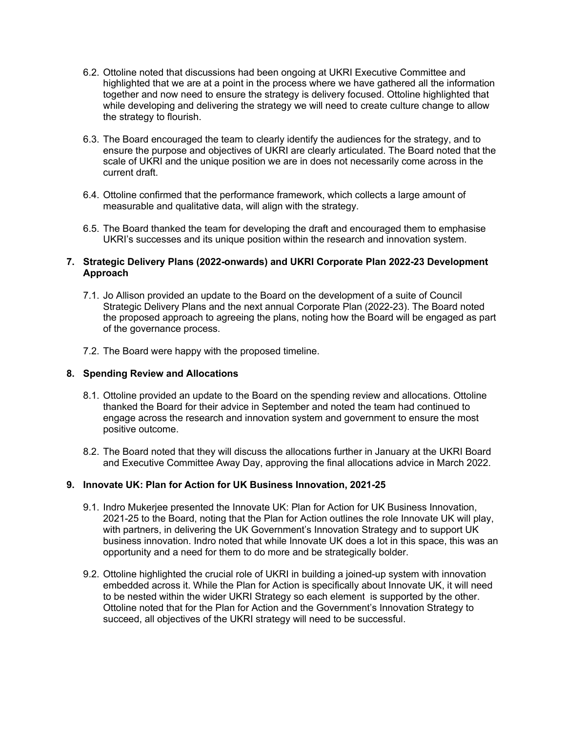6.2. Ottoline noted that discussions had been ongoing at UKRI Executive Committee and highlighted that we are at a point in the process where we have gathered all the information together and now need to ensure the strategy is delivery focused. Ottoline highlighted that while developing and delivering the strategy we will need to create culture change to allow the strategy to flourish.

6.3. The Board encouraged the team to clearly identify the audiences for the strategy, and to ensure the purpose and objectives of UKRI are clearly articulated. The Board noted that the scale of UKRI and the unique position we are in does not necessarily come across in the current draft.

6.4. Ottoline confirmed that the performance framework, which collects a large amount of measurable and qualitative data, will align with the strategy.

6.5. The Board thanked the team for developing the draft and encouraged them to emphasise UKRI's successes and its unique position within the research and innovation system.

## 7. Strategic Delivery Plans (2022-onwards) and UKRI Corporate Plan 2022-23 Development Approach

7.1. Jo Allison provided an update to the Board on the development of a suite of Council Strategic Delivery Plans and the next annual Corporate Plan (2022-23). The Board noted the proposed approach to agreeing the plans, noting how the Board will be engaged as part of the governance process.

7.2. The Board were happy with the proposed timeline.

## 8. Spending Review and Allocations

8.1. Ottoline provided an update to the Board on the spending review and allocations. Ottoline thanked the Board for their advice in September and noted the team had continued to engage across the research and innovation system and government to ensure the most positive outcome.

8.2. The Board noted that they will discuss the allocations further in January at the UKRI Board and Executive Committee Away Day, approving the final allocations advice in March 2022.

## 9. Innovate UK: Plan for Action for UK Business Innovation, 2021-25

9.1. Indro Mukerjee presented the Innovate UK: Plan for Action for UK Business Innovation, 2021-25 to the Board, noting that the Plan for Action outlines the role Innovate UK will play, with partners, in delivering the UK Government's Innovation Strategy and to support UK business innovation. Indro noted that while Innovate UK does a lot in this space, this was an opportunity and a need for them to do more and be strategically bolder.

9.2. Ottoline highlighted the crucial role of UKRI in building a joined-up system with innovation embedded across it. While the Plan for Action is specifically about Innovate UK, it will need to be nested within the wider UKRI Strategy so each element is supported by the other. Ottoline noted that for the Plan for Action and the Government's Innovation Strategy to succeed, all objectives of the UKRI strategy will need to be successful.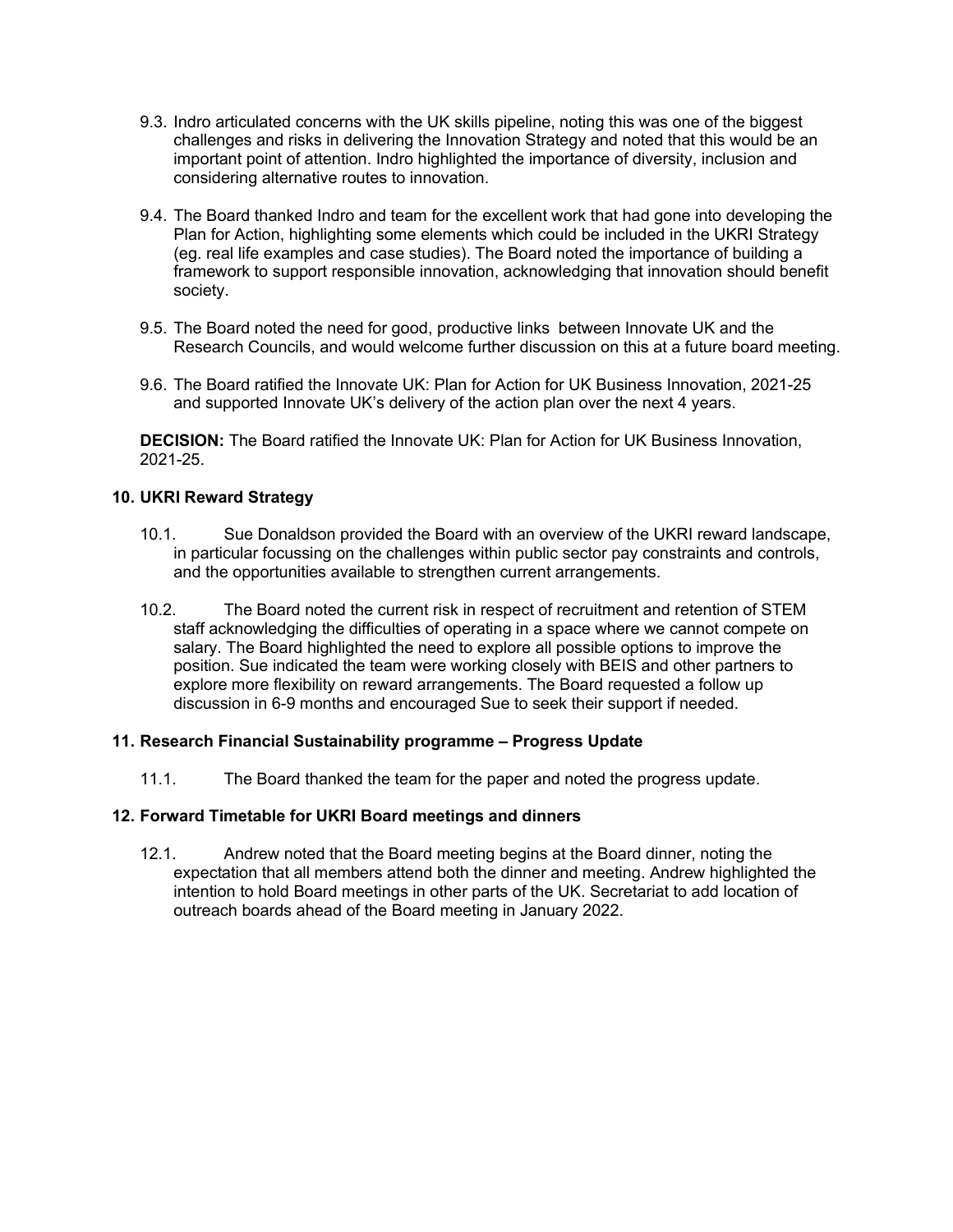9.3. Indro articulated concerns with the UK skills pipeline, noting this was one of the biggest challenges and risks in delivering the Innovation Strategy and noted that this would be an important point of attention. Indro highlighted the importance of diversity, inclusion and considering alternative routes to innovation.

9.4. The Board thanked Indro and team for the excellent work that had gone into developing the Plan for Action, highlighting some elements which could be included in the UKRI Strategy (eg. real life examples and case studies). The Board noted the importance of building a framework to support responsible innovation, acknowledging that innovation should benefit society.

9.5. The Board noted the need for good, productive links between Innovate UK and the Research Councils, and would welcome further discussion on this at a future board meeting.

9.6. The Board ratified the Innovate UK: Plan for Action for UK Business Innovation, 2021-25 and supported Innovate UK's delivery of the action plan over the next 4 years.

**DECISION:** The Board ratified the Innovate UK: Plan for Action for UK Business Innovation, 2021-25.

### 10. UKRI Reward Strategy

10.1. Sue Donaldson provided the Board with an overview of the UKRI reward landscape, in particular focussing on the challenges within public sector pay constraints and controls, and the opportunities available to strengthen current arrangements.

10.2. The Board noted the current risk in respect of recruitment and retention of STEM staff acknowledging the difficulties of operating in a space where we cannot compete on salary. The Board highlighted the need to explore all possible options to improve the position. Sue indicated the team were working closely with BEIS and other partners to explore more flexibility on reward arrangements. The Board requested a follow up discussion in 6-9 months and encouraged Sue to seek their support if needed.

### 11. Research Financial Sustainability programme – Progress Update

11.1. The Board thanked the team for the paper and noted the progress update.

### 12. Forward Timetable for UKRI Board meetings and dinners

12.1. Andrew noted that the Board meeting begins at the Board dinner, noting the expectation that all members attend both the dinner and meeting. Andrew highlighted the intention to hold Board meetings in other parts of the UK. Secretariat to add location of outreach boards ahead of the Board meeting in January 2022.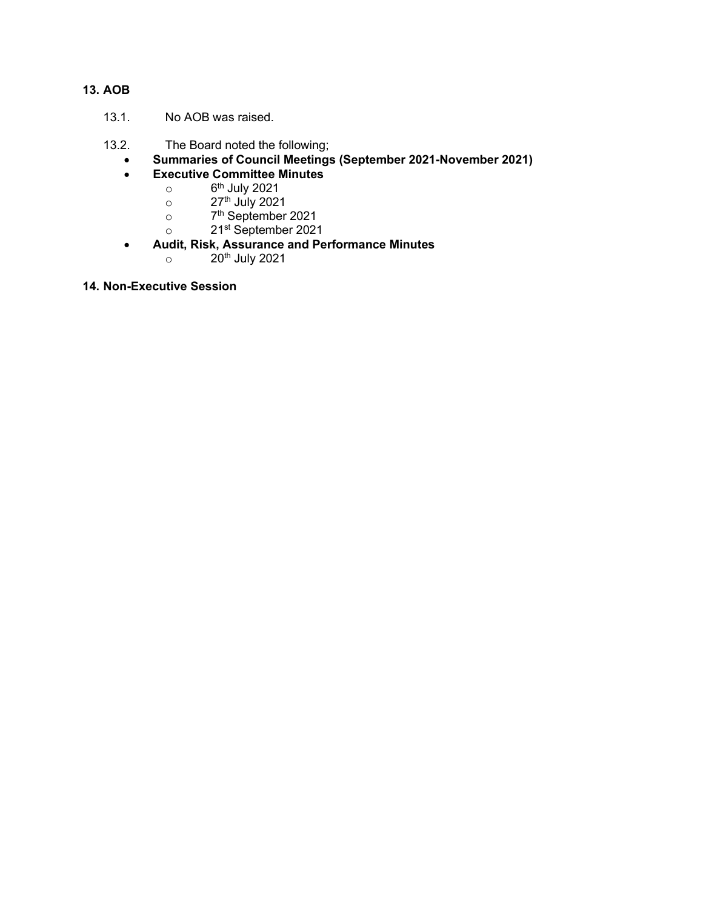## 13. AOB

13.1. No AOB was raised.

13.2. The Board noted the following;

- **Summaries of Council Meetings (September 2021-November 2021)**
- **Executive Committee Minutes**
  - 6th July 2021
  - 27th July 2021
  - 7th September 2021
  - 21st September 2021
- **Audit, Risk, Assurance and Performance Minutes**
  - 20th July 2021

## 14. Non-Executive Session